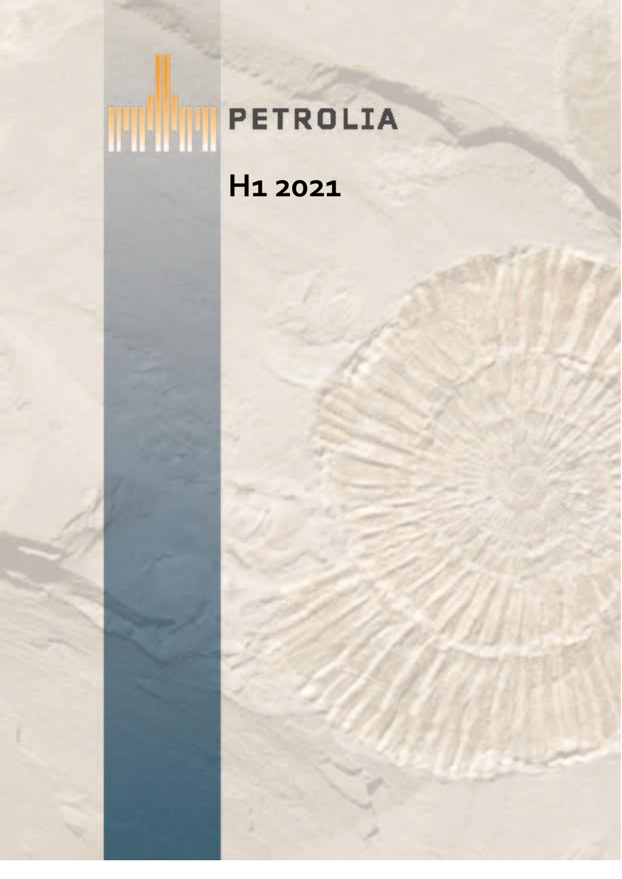# PETROLIA

## H1 2021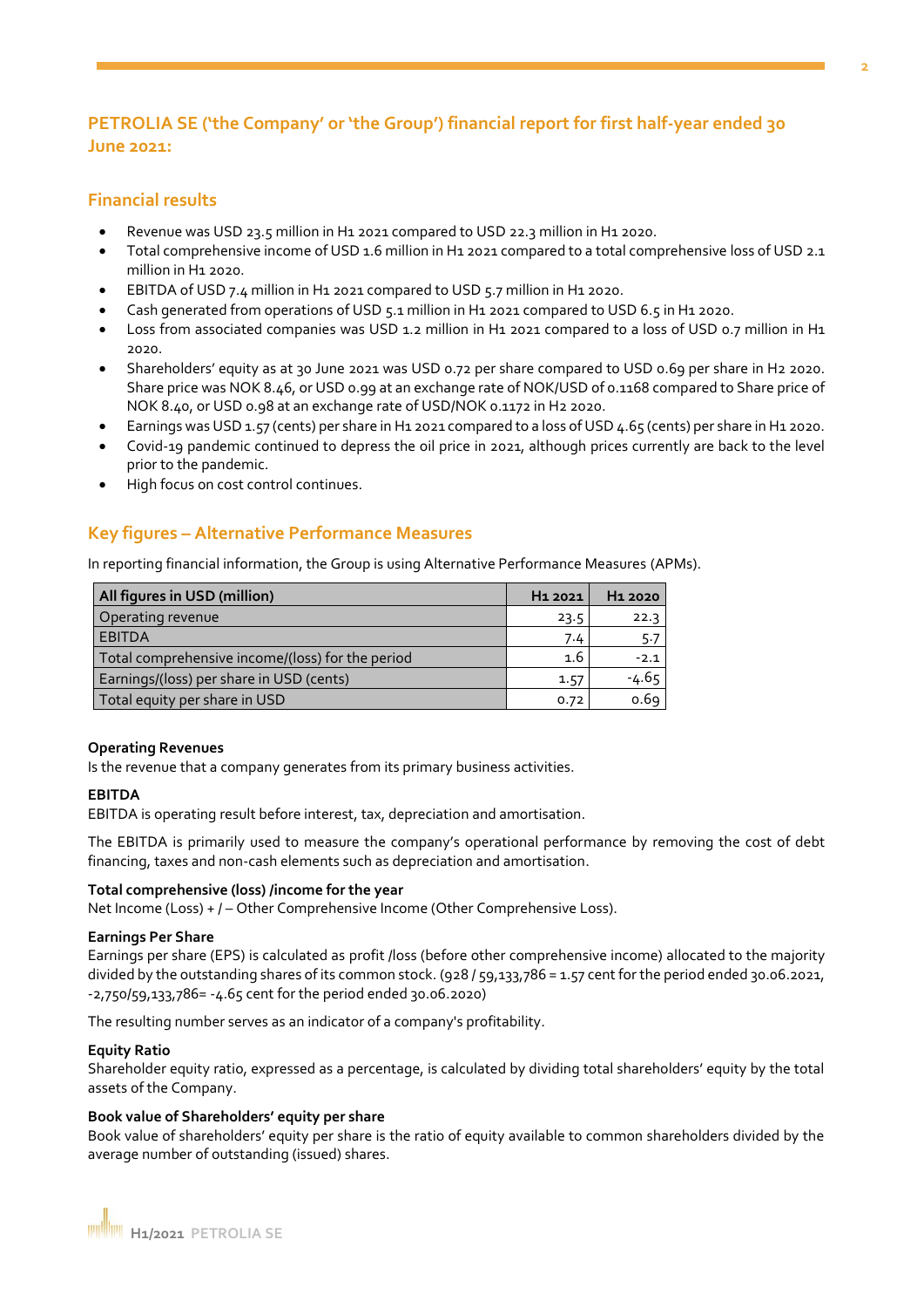## PETROLIA SE ('the Company' or 'the Group') financial report for first half-year ended 30 June 2021:

### Financial results

- Revenue was USD 23.5 million in H1 2021 compared to USD 22.3 million in H1 2020.
- Total comprehensive income of USD 1.6 million in H1 2021 compared to a total comprehensive loss of USD 2.1 million in H1 2020.
- EBITDA of USD 7.4 million in H1 2021 compared to USD 5.7 million in H1 2020.
- Cash generated from operations of USD 5.1 million in H1 2021 compared to USD 6.5 in H1 2020.
- Loss from associated companies was USD 1.2 million in H1 2021 compared to a loss of USD 0.7 million in H1 2020.
- Shareholders' equity as at 30 June 2021 was USD 0.72 per share compared to USD 0.69 per share in H2 2020. Share price was NOK 8.46, or USD 0.99 at an exchange rate of NOK/USD of 0.1168 compared to Share price of NOK 8.40, or USD 0.98 at an exchange rate of USD/NOK 0.1172 in H2 2020.
- Earnings was USD 1.57 (cents) per share in H1 2021 compared to a loss of USD 4.65 (cents) per share in H1 2020.
- Covid-19 pandemic continued to depress the oil price in 2021, although prices currently are back to the level prior to the pandemic.
- High focus on cost control continues.

### Key figures – Alternative Performance Measures

In reporting financial information, the Group is using Alternative Performance Measures (APMs).

| All figures in USD (million) | H1 2021 | H1 2020 |
|---|---|---|
| Operating revenue | 23.5 | 22.3 |
| EBITDA | 7.4 | 5.7 |
| Total comprehensive income/(loss) for the period | 1.6 | -2.1 |
| Earnings/(loss) per share in USD (cents) | 1.57 | -4.65 |
| Total equity per share in USD | 0.72 | 0.69 |

**Operating Revenues**
Is the revenue that a company generates from its primary business activities.

**EBITDA**
EBITDA is operating result before interest, tax, depreciation and amortisation.

The EBITDA is primarily used to measure the company's operational performance by removing the cost of debt financing, taxes and non-cash elements such as depreciation and amortisation.

**Total comprehensive (loss) /income for the year**
Net Income (Loss) + / – Other Comprehensive Income (Other Comprehensive Loss).

**Earnings Per Share**
Earnings per share (EPS) is calculated as profit /loss (before other comprehensive income) allocated to the majority divided by the outstanding shares of its common stock. (928 / 59,133,786 = 1.57 cent for the period ended 30.06.2021, -2,750/59,133,786= -4.65 cent for the period ended 30.06.2020)

The resulting number serves as an indicator of a company's profitability.

**Equity Ratio**
Shareholder equity ratio, expressed as a percentage, is calculated by dividing total shareholders' equity by the total assets of the Company.

**Book value of Shareholders' equity per share**
Book value of shareholders' equity per share is the ratio of equity available to common shareholders divided by the average number of outstanding (issued) shares.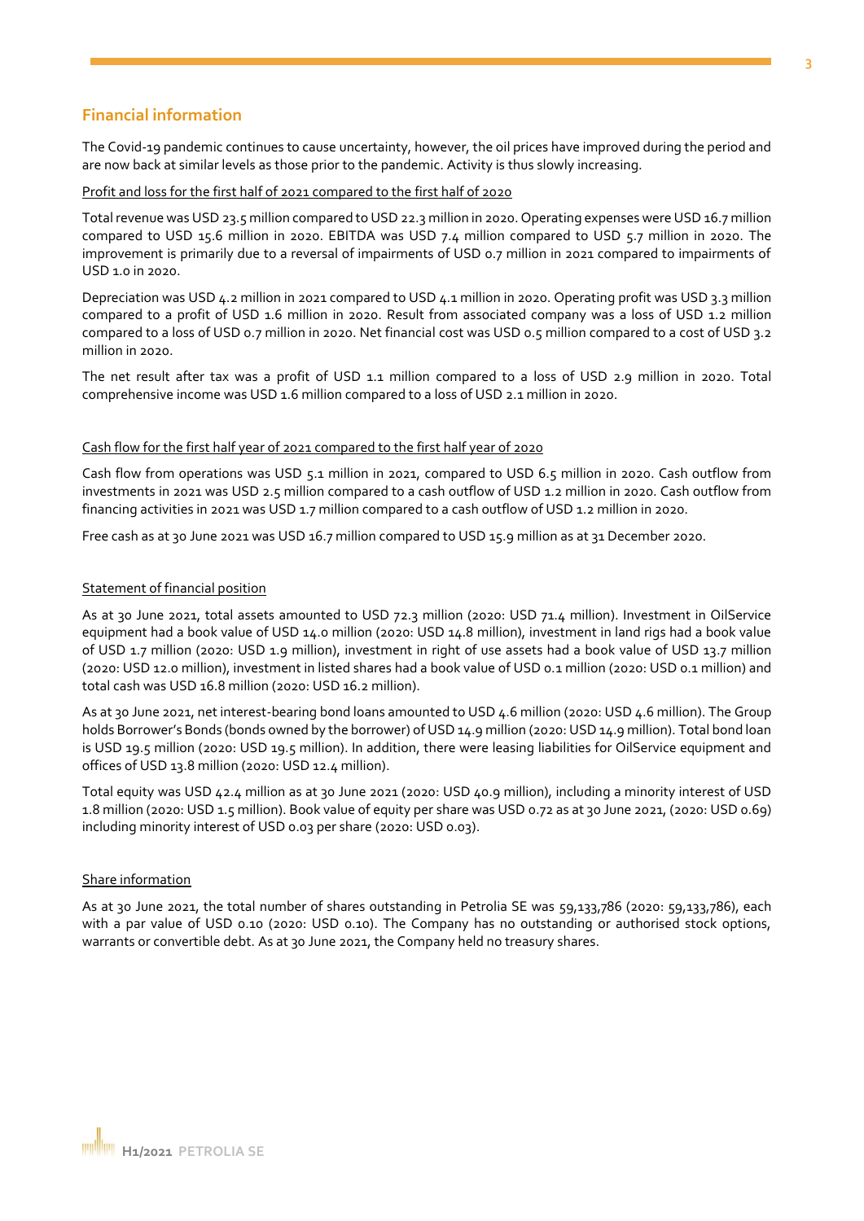## Financial information

The Covid-19 pandemic continues to cause uncertainty, however, the oil prices have improved during the period and are now back at similar levels as those prior to the pandemic. Activity is thus slowly increasing.

### Profit and loss for the first half of 2021 compared to the first half of 2020

Total revenue was USD 23.5 million compared to USD 22.3 million in 2020. Operating expenses were USD 16.7 million compared to USD 15.6 million in 2020. EBITDA was USD 7.4 million compared to USD 5.7 million in 2020. The improvement is primarily due to a reversal of impairments of USD 0.7 million in 2021 compared to impairments of USD 1.0 in 2020.

Depreciation was USD 4.2 million in 2021 compared to USD 4.1 million in 2020. Operating profit was USD 3.3 million compared to a profit of USD 1.6 million in 2020. Result from associated company was a loss of USD 1.2 million compared to a loss of USD 0.7 million in 2020. Net financial cost was USD 0.5 million compared to a cost of USD 3.2 million in 2020.

The net result after tax was a profit of USD 1.1 million compared to a loss of USD 2.9 million in 2020. Total comprehensive income was USD 1.6 million compared to a loss of USD 2.1 million in 2020.

### Cash flow for the first half year of 2021 compared to the first half year of 2020

Cash flow from operations was USD 5.1 million in 2021, compared to USD 6.5 million in 2020. Cash outflow from investments in 2021 was USD 2.5 million compared to a cash outflow of USD 1.2 million in 2020. Cash outflow from financing activities in 2021 was USD 1.7 million compared to a cash outflow of USD 1.2 million in 2020.

Free cash as at 30 June 2021 was USD 16.7 million compared to USD 15.9 million as at 31 December 2020.

### Statement of financial position

As at 30 June 2021, total assets amounted to USD 72.3 million (2020: USD 71.4 million). Investment in OilService equipment had a book value of USD 14.0 million (2020: USD 14.8 million), investment in land rigs had a book value of USD 1.7 million (2020: USD 1.9 million), investment in right of use assets had a book value of USD 13.7 million (2020: USD 12.0 million), investment in listed shares had a book value of USD 0.1 million (2020: USD 0.1 million) and total cash was USD 16.8 million (2020: USD 16.2 million).

As at 30 June 2021, net interest-bearing bond loans amounted to USD 4.6 million (2020: USD 4.6 million). The Group holds Borrower's Bonds (bonds owned by the borrower) of USD 14.9 million (2020: USD 14.9 million). Total bond loan is USD 19.5 million (2020: USD 19.5 million). In addition, there were leasing liabilities for OilService equipment and offices of USD 13.8 million (2020: USD 12.4 million).

Total equity was USD 42.4 million as at 30 June 2021 (2020: USD 40.9 million), including a minority interest of USD 1.8 million (2020: USD 1.5 million). Book value of equity per share was USD 0.72 as at 30 June 2021, (2020: USD 0.69) including minority interest of USD 0.03 per share (2020: USD 0.03).

### Share information

As at 30 June 2021, the total number of shares outstanding in Petrolia SE was 59,133,786 (2020: 59,133,786), each with a par value of USD 0.10 (2020: USD 0.10). The Company has no outstanding or authorised stock options, warrants or convertible debt. As at 30 June 2021, the Company held no treasury shares.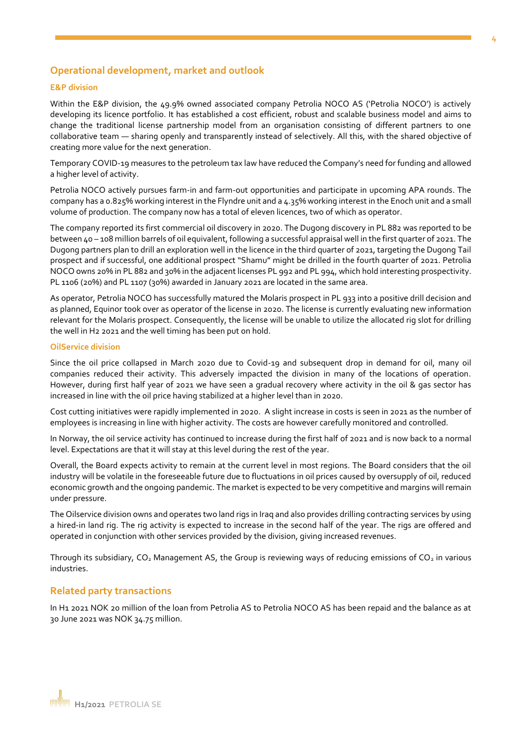## Operational development, market and outlook

### E&P division

Within the E&P division, the 49.9% owned associated company Petrolia NOCO AS ('Petrolia NOCO') is actively developing its licence portfolio. It has established a cost efficient, robust and scalable business model and aims to change the traditional license partnership model from an organisation consisting of different partners to one collaborative team — sharing openly and transparently instead of selectively. All this, with the shared objective of creating more value for the next generation.

Temporary COVID-19 measures to the petroleum tax law have reduced the Company's need for funding and allowed a higher level of activity.

Petrolia NOCO actively pursues farm-in and farm-out opportunities and participate in upcoming APA rounds. The company has a 0.825% working interest in the Flyndre unit and a 4.35% working interest in the Enoch unit and a small volume of production. The company now has a total of eleven licences, two of which as operator.

The company reported its first commercial oil discovery in 2020. The Dugong discovery in PL 882 was reported to be between 40 – 108 million barrels of oil equivalent, following a successful appraisal well in the first quarter of 2021. The Dugong partners plan to drill an exploration well in the licence in the third quarter of 2021, targeting the Dugong Tail prospect and if successful, one additional prospect "Shamu" might be drilled in the fourth quarter of 2021. Petrolia NOCO owns 20% in PL 882 and 30% in the adjacent licenses PL 992 and PL 994, which hold interesting prospectivity. PL 1106 (20%) and PL 1107 (30%) awarded in January 2021 are located in the same area.

As operator, Petrolia NOCO has successfully matured the Molaris prospect in PL 933 into a positive drill decision and as planned, Equinor took over as operator of the license in 2020. The license is currently evaluating new information relevant for the Molaris prospect. Consequently, the license will be unable to utilize the allocated rig slot for drilling the well in H2 2021 and the well timing has been put on hold.

### OilService division

Since the oil price collapsed in March 2020 due to Covid-19 and subsequent drop in demand for oil, many oil companies reduced their activity. This adversely impacted the division in many of the locations of operation. However, during first half year of 2021 we have seen a gradual recovery where activity in the oil & gas sector has increased in line with the oil price having stabilized at a higher level than in 2020.

Cost cutting initiatives were rapidly implemented in 2020. A slight increase in costs is seen in 2021 as the number of employees is increasing in line with higher activity. The costs are however carefully monitored and controlled.

In Norway, the oil service activity has continued to increase during the first half of 2021 and is now back to a normal level. Expectations are that it will stay at this level during the rest of the year.

Overall, the Board expects activity to remain at the current level in most regions. The Board considers that the oil industry will be volatile in the foreseeable future due to fluctuations in oil prices caused by oversupply of oil, reduced economic growth and the ongoing pandemic. The market is expected to be very competitive and margins will remain under pressure.

The Oilservice division owns and operates two land rigs in Iraq and also provides drilling contracting services by using a hired-in land rig. The rig activity is expected to increase in the second half of the year. The rigs are offered and operated in conjunction with other services provided by the division, giving increased revenues.

Through its subsidiary, $CO_2$ Management AS, the Group is reviewing ways of reducing emissions of $CO_2$ in various industries.

## Related party transactions

In H1 2021 NOK 20 million of the loan from Petrolia AS to Petrolia NOCO AS has been repaid and the balance as at 30 June 2021 was NOK 34.75 million.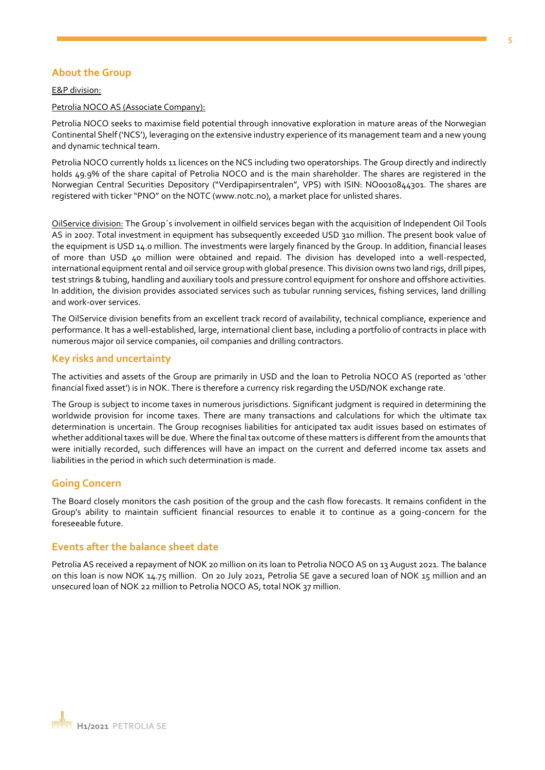## About the Group

E&P division:

Petrolia NOCO AS (Associate Company):

Petrolia NOCO seeks to maximise field potential through innovative exploration in mature areas of the Norwegian Continental Shelf ('NCS'), leveraging on the extensive industry experience of its management team and a new young and dynamic technical team.

Petrolia NOCO currently holds 11 licences on the NCS including two operatorships. The Group directly and indirectly holds 49.9% of the share capital of Petrolia NOCO and is the main shareholder. The shares are registered in the Norwegian Central Securities Depository ("Verdipapirsentralen", VPS) with ISIN: NO0010844301. The shares are registered with ticker "PNO" on the NOTC (www.notc.no), a market place for unlisted shares.

OilService division: The Group´s involvement in oilfield services began with the acquisition of Independent Oil Tools AS in 2007. Total investment in equipment has subsequently exceeded USD 310 million. The present book value of the equipment is USD 14.0 million. The investments were largely financed by the Group. In addition, financial leases of more than USD 40 million were obtained and repaid. The division has developed into a well-respected, international equipment rental and oil service group with global presence. This division owns two land rigs, drill pipes, test strings & tubing, handling and auxiliary tools and pressure control equipment for onshore and offshore activities. In addition, the division provides associated services such as tubular running services, fishing services, land drilling and work-over services.

The OilService division benefits from an excellent track record of availability, technical compliance, experience and performance. It has a well-established, large, international client base, including a portfolio of contracts in place with numerous major oil service companies, oil companies and drilling contractors.

## Key risks and uncertainty

The activities and assets of the Group are primarily in USD and the loan to Petrolia NOCO AS (reported as 'other financial fixed asset') is in NOK. There is therefore a currency risk regarding the USD/NOK exchange rate.

The Group is subject to income taxes in numerous jurisdictions. Significant judgment is required in determining the worldwide provision for income taxes. There are many transactions and calculations for which the ultimate tax determination is uncertain. The Group recognises liabilities for anticipated tax audit issues based on estimates of whether additional taxes will be due. Where the final tax outcome of these matters is different from the amounts that were initially recorded, such differences will have an impact on the current and deferred income tax assets and liabilities in the period in which such determination is made.

## Going Concern

The Board closely monitors the cash position of the group and the cash flow forecasts. It remains confident in the Group's ability to maintain sufficient financial resources to enable it to continue as a going-concern for the foreseeable future.

## Events after the balance sheet date

Petrolia AS received a repayment of NOK 20 million on its loan to Petrolia NOCO AS on 13 August 2021. The balance on this loan is now NOK 14.75 million. On 20 July 2021, Petrolia SE gave a secured loan of NOK 15 million and an unsecured loan of NOK 22 million to Petrolia NOCO AS, total NOK 37 million.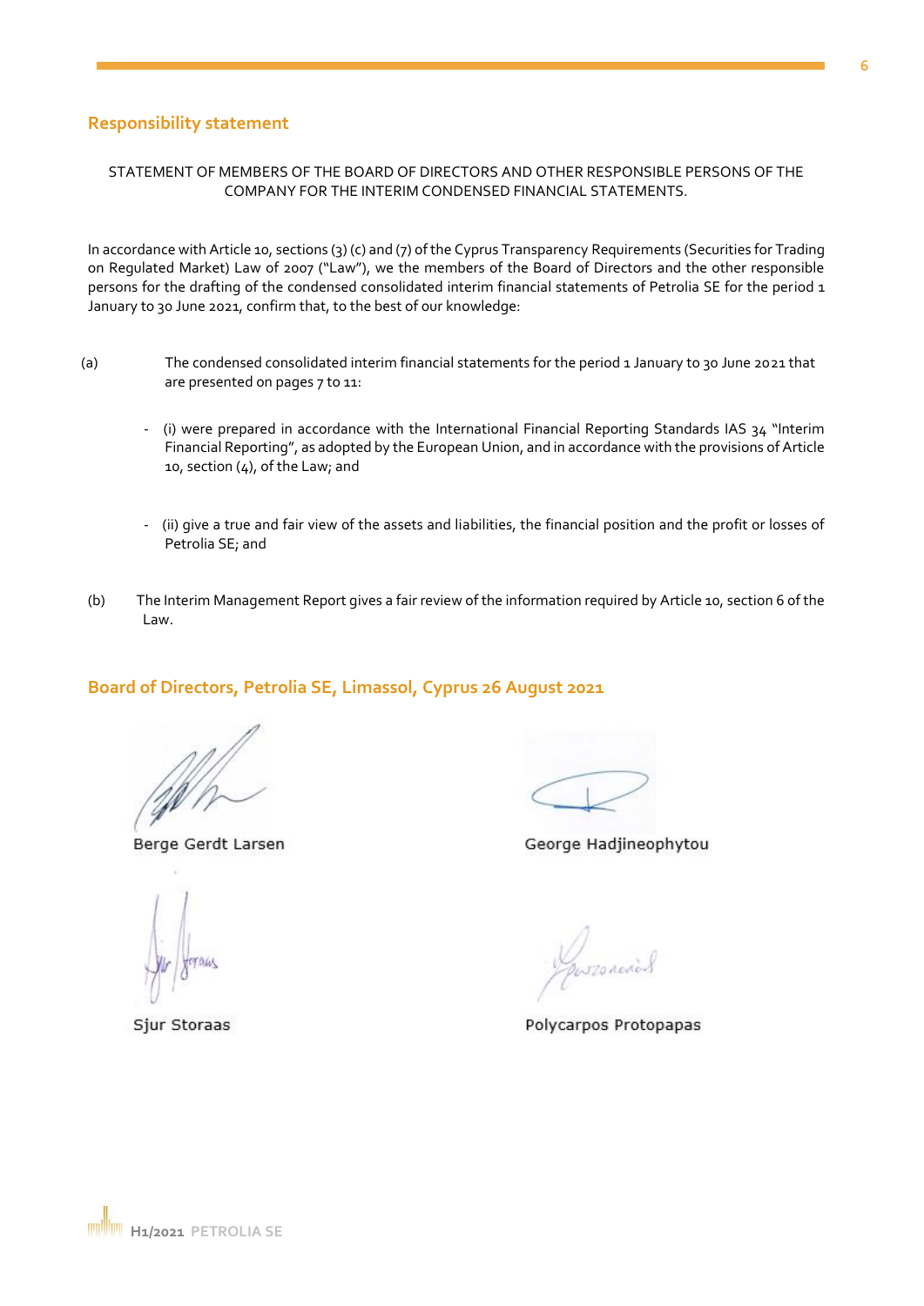## Responsibility statement

STATEMENT OF MEMBERS OF THE BOARD OF DIRECTORS AND OTHER RESPONSIBLE PERSONS OF THE COMPANY FOR THE INTERIM CONDENSED FINANCIAL STATEMENTS.

In accordance with Article 10, sections (3) (c) and (7) of the Cyprus Transparency Requirements (Securities for Trading on Regulated Market) Law of 2007 ("Law"), we the members of the Board of Directors and the other responsible persons for the drafting of the condensed consolidated interim financial statements of Petrolia SE for the period 1 January to 30 June 2021, confirm that, to the best of our knowledge:

(a) The condensed consolidated interim financial statements for the period 1 January to 30 June 2021 that are presented on pages 7 to 11:

- (i) were prepared in accordance with the International Financial Reporting Standards IAS 34 "Interim Financial Reporting", as adopted by the European Union, and in accordance with the provisions of Article 10, section (4), of the Law; and

- (ii) give a true and fair view of the assets and liabilities, the financial position and the profit or losses of Petrolia SE; and

(b) The Interim Management Report gives a fair review of the information required by Article 10, section 6 of the Law.

## Board of Directors, Petrolia SE, Limassol, Cyprus 26 August 2021

Berge Gerdt Larsen

George Hadjineophytou

Sjur Storaas

Polycarpos Protopapas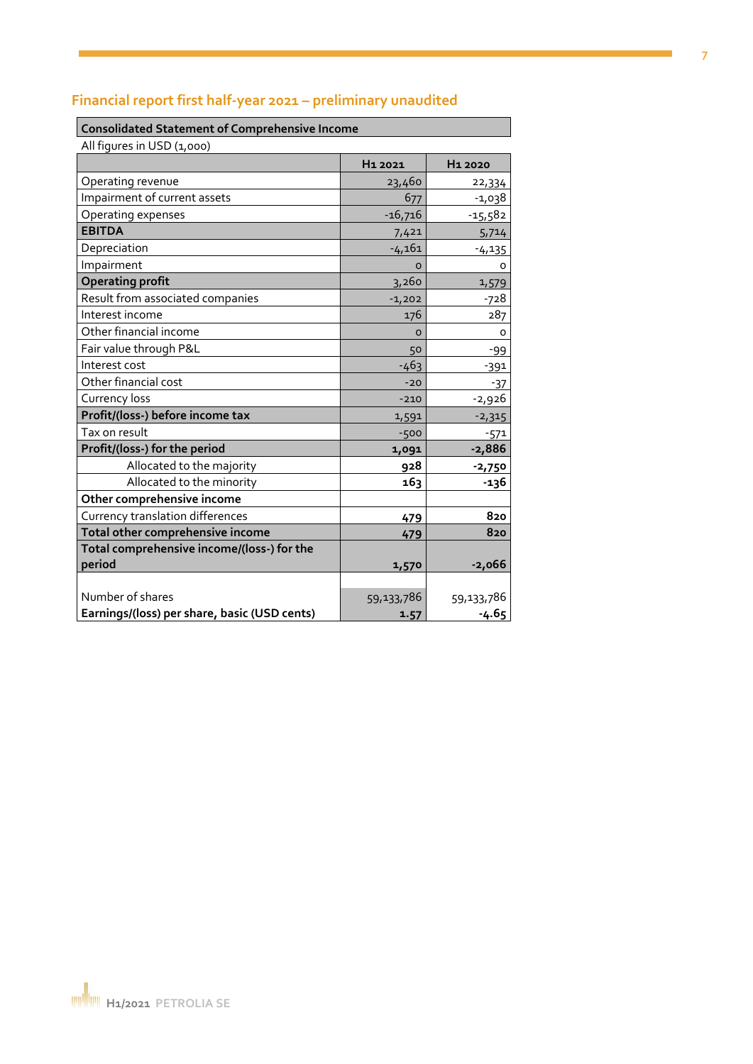## Financial report first half-year 2021 – preliminary unaudited

**Consolidated Statement of Comprehensive Income**

All figures in USD (1,000)

| | H1 2021 | H1 2020 |
|---|---|---|
| Operating revenue | 23,460 | 22,334 |
| Impairment of current assets | 677 | -1,038 |
| Operating expenses | -16,716 | -15,582 |
| **EBITDA** | 7,421 | 5,714 |
| Depreciation | -4,161 | -4,135 |
| Impairment | 0 | 0 |
| **Operating profit** | 3,260 | 1,579 |
| Result from associated companies | -1,202 | -728 |
| Interest income | 176 | 287 |
| Other financial income | 0 | 0 |
| Fair value through P&L | 50 | -99 |
| Interest cost | -463 | -391 |
| Other financial cost | -20 | -37 |
| Currency loss | -210 | -2,926 |
| **Profit/(loss-) before income tax** | 1,591 | -2,315 |
| Tax on result | -500 | -571 |
| **Profit/(loss-) for the period** | **1,091** | **-2,886** |
| Allocated to the majority | **928** | **-2,750** |
| Allocated to the minority | **163** | **-136** |
| **Other comprehensive income** | | |
| Currency translation differences | **479** | **820** |
| **Total other comprehensive income** | **479** | **820** |
| **Total comprehensive income/(loss-) for the period** | **1,570** | **-2,066** |
| | | |
| Number of shares | 59,133,786 | 59,133,786 |
| **Earnings/(loss) per share, basic (USD cents)** | **1.57** | **-4.65** |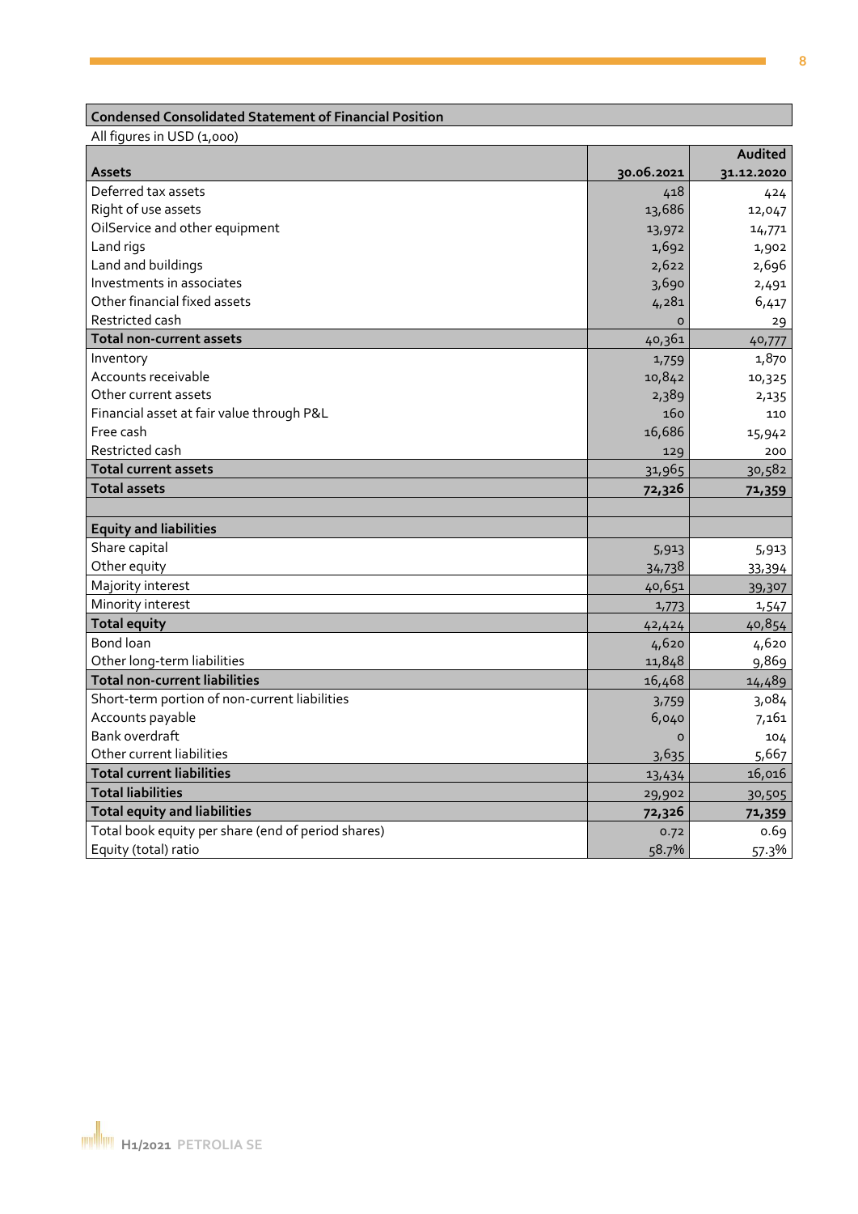## Condensed Consolidated Statement of Financial Position

All figures in USD (1,000)

| Assets | 30.06.2021 | Audited 31.12.2020 |
|---|---|---|
| Deferred tax assets | 418 | 424 |
| Right of use assets | 13,686 | 12,047 |
| OilService and other equipment | 13,972 | 14,771 |
| Land rigs | 1,692 | 1,902 |
| Land and buildings | 2,622 | 2,696 |
| Investments in associates | 3,690 | 2,491 |
| Other financial fixed assets | 4,281 | 6,417 |
| Restricted cash | 0 | 29 |
| **Total non-current assets** | 40,361 | 40,777 |
| Inventory | 1,759 | 1,870 |
| Accounts receivable | 10,842 | 10,325 |
| Other current assets | 2,389 | 2,135 |
| Financial asset at fair value through P&L | 160 | 110 |
| Free cash | 16,686 | 15,942 |
| Restricted cash | 129 | 200 |
| **Total current assets** | 31,965 | 30,582 |
| **Total assets** | **72,326** | **71,359** |
| | | |
| **Equity and liabilities** | | |
| Share capital | 5,913 | 5,913 |
| Other equity | 34,738 | 33,394 |
| Majority interest | 40,651 | 39,307 |
| Minority interest | 1,773 | 1,547 |
| **Total equity** | 42,424 | 40,854 |
| Bond loan | 4,620 | 4,620 |
| Other long-term liabilities | 11,848 | 9,869 |
| **Total non-current liabilities** | 16,468 | 14,489 |
| Short-term portion of non-current liabilities | 3,759 | 3,084 |
| Accounts payable | 6,040 | 7,161 |
| Bank overdraft | 0 | 104 |
| Other current liabilities | 3,635 | 5,667 |
| **Total current liabilities** | 13,434 | 16,016 |
| **Total liabilities** | 29,902 | 30,505 |
| **Total equity and liabilities** | **72,326** | **71,359** |
| Total book equity per share (end of period shares) | 0.72 | 0.69 |
| Equity (total) ratio | 58.7% | 57.3% |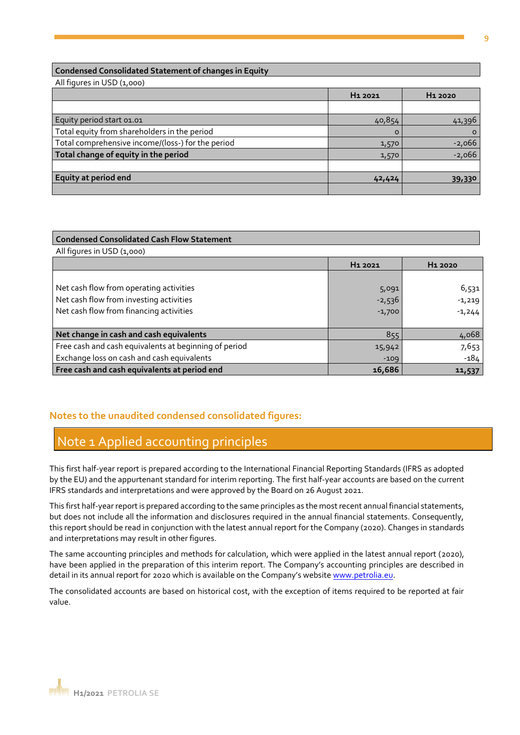**Condensed Consolidated Statement of changes in Equity**

All figures in USD (1,000)

| | H1 2021 | H1 2020 |
|---|---|---|
| | | |
| Equity period start 01.01 | 40,854 | 41,396 |
| Total equity from shareholders in the period | 0 | 0 |
| Total comprehensive income/(loss-) for the period | 1,570 | -2,066 |
| **Total change of equity in the period** | 1,570 | -2,066 |
| | | |
| **Equity at period end** | **42,424** | **39,330** |

**Condensed Consolidated Cash Flow Statement**

All figures in USD (1,000)

| | H1 2021 | H1 2020 |
|---|---|---|
| Net cash flow from operating activities | 5,091 | 6,531 |
| Net cash flow from investing activities | -2,536 | -1,219 |
| Net cash flow from financing activities | -1,700 | -1,244 |
| **Net change in cash and cash equivalents** | 855 | 4,068 |
| Free cash and cash equivalents at beginning of period | 15,942 | 7,653 |
| Exchange loss on cash and cash equivalents | -109 | -184 |
| **Free cash and cash equivalents at period end** | **16,686** | **11,537** |

## Notes to the unaudited condensed consolidated figures:

## Note 1 Applied accounting principles

This first half-year report is prepared according to the International Financial Reporting Standards (IFRS as adopted by the EU) and the appurtenant standard for interim reporting. The first half-year accounts are based on the current IFRS standards and interpretations and were approved by the Board on 26 August 2021.

This first half-year report is prepared according to the same principles as the most recent annual financial statements, but does not include all the information and disclosures required in the annual financial statements. Consequently, this report should be read in conjunction with the latest annual report for the Company (2020). Changes in standards and interpretations may result in other figures.

The same accounting principles and methods for calculation, which were applied in the latest annual report (2020), have been applied in the preparation of this interim report. The Company's accounting principles are described in detail in its annual report for 2020 which is available on the Company's website www.petrolia.eu.

The consolidated accounts are based on historical cost, with the exception of items required to be reported at fair value.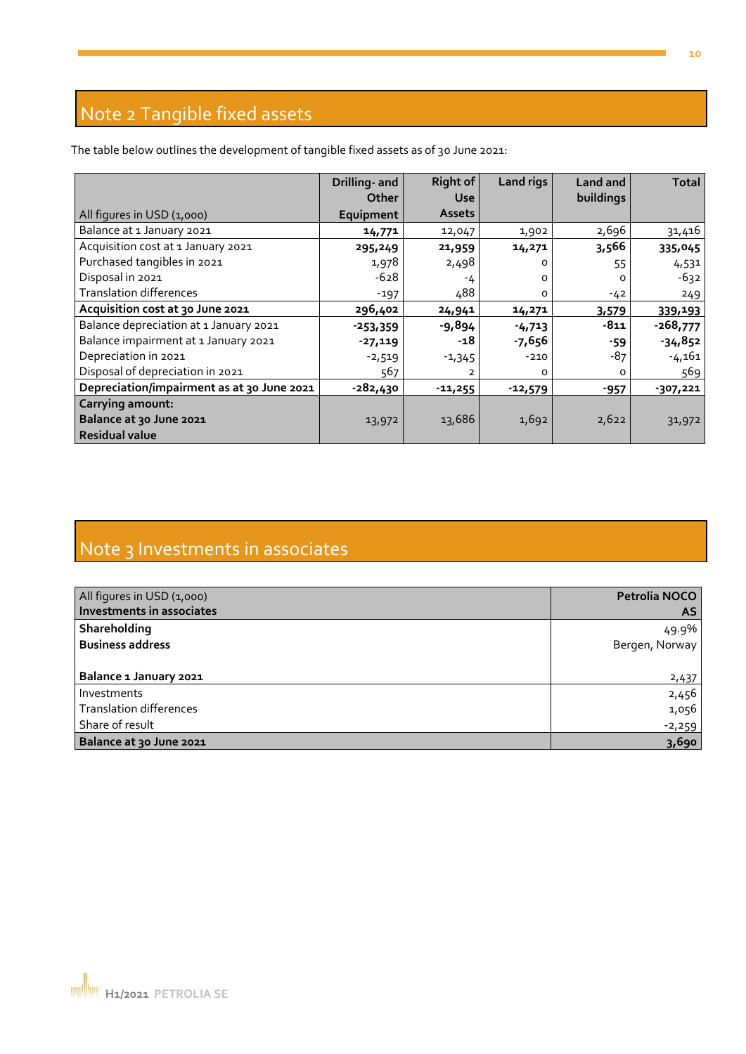## Note 2 Tangible fixed assets

The table below outlines the development of tangible fixed assets as of 30 June 2021:

| All figures in USD (1,000) | Drilling- and Other Equipment | Right of Use Assets | Land rigs | Land and buildings | Total |
|---|---|---|---|---|---|
| Balance at 1 January 2021 | **14,771** | 12,047 | 1,902 | 2,696 | 31,416 |
| Acquisition cost at 1 January 2021 | **295,249** | **21,959** | **14,271** | **3,566** | **335,045** |
| Purchased tangibles in 2021 | 1,978 | 2,498 | 0 | 55 | 4,531 |
| Disposal in 2021 | -628 | -4 | 0 | 0 | -632 |
| Translation differences | -197 | 488 | 0 | -42 | 249 |
| **Acquisition cost at 30 June 2021** | **296,402** | **24,941** | **14,271** | **3,579** | **339,193** |
| Balance depreciation at 1 January 2021 | **-253,359** | **-9,894** | **-4,713** | **-811** | **-268,777** |
| Balance impairment at 1 January 2021 | **-27,119** | **-18** | **-7,656** | **-59** | **-34,852** |
| Depreciation in 2021 | -2,519 | -1,345 | -210 | -87 | -4,161 |
| Disposal of depreciation in 2021 | 567 | 2 | 0 | 0 | 569 |
| **Depreciation/impairment as at 30 June 2021** | **-282,430** | **-11,255** | **-12,579** | **-957** | **-307,221** |
| **Carrying amount: Balance at 30 June 2021 Residual value** | 13,972 | 13,686 | 1,692 | 2,622 | 31,972 |

## Note 3 Investments in associates

| All figures in USD (1,000) **Investments in associates** | **Petrolia NOCO AS** |
|---|---|
| **Shareholding** | 49.9% |
| **Business address** | Bergen, Norway |
| **Balance 1 January 2021** | 2,437 |
| Investments | 2,456 |
| Translation differences | 1,056 |
| Share of result | -2,259 |
| **Balance at 30 June 2021** | **3,690** |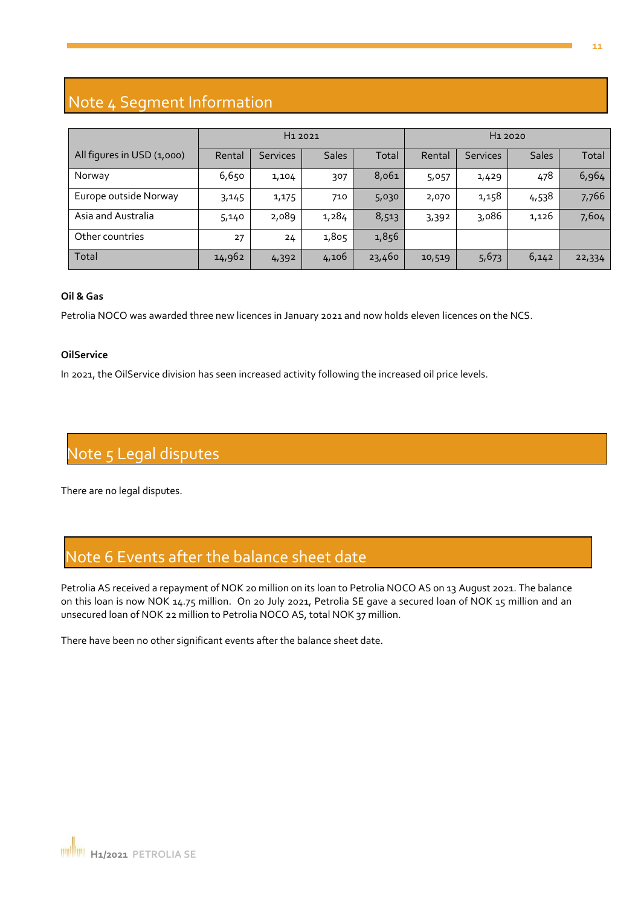## Note 4 Segment Information

| All figures in USD (1,000) | H1 2021 | | | | H1 2020 | | | |
|---|---|---|---|---|---|---|---|---|
| | Rental | Services | Sales | Total | Rental | Services | Sales | Total |
| Norway | 6,650 | 1,104 | 307 | 8,061 | 5,057 | 1,429 | 478 | 6,964 |
| Europe outside Norway | 3,145 | 1,175 | 710 | 5,030 | 2,070 | 1,158 | 4,538 | 7,766 |
| Asia and Australia | 5,140 | 2,089 | 1,284 | 8,513 | 3,392 | 3,086 | 1,126 | 7,604 |
| Other countries | 27 | 24 | 1,805 | 1,856 | | | | |
| Total | 14,962 | 4,392 | 4,106 | 23,460 | 10,519 | 5,673 | 6,142 | 22,334 |

**Oil & Gas**

Petrolia NOCO was awarded three new licences in January 2021 and now holds eleven licences on the NCS.

**OilService**

In 2021, the OilService division has seen increased activity following the increased oil price levels.

## Note 5 Legal disputes

There are no legal disputes.

## Note 6 Events after the balance sheet date

Petrolia AS received a repayment of NOK 20 million on its loan to Petrolia NOCO AS on 13 August 2021. The balance on this loan is now NOK 14.75 million. On 20 July 2021, Petrolia SE gave a secured loan of NOK 15 million and an unsecured loan of NOK 22 million to Petrolia NOCO AS, total NOK 37 million.

There have been no other significant events after the balance sheet date.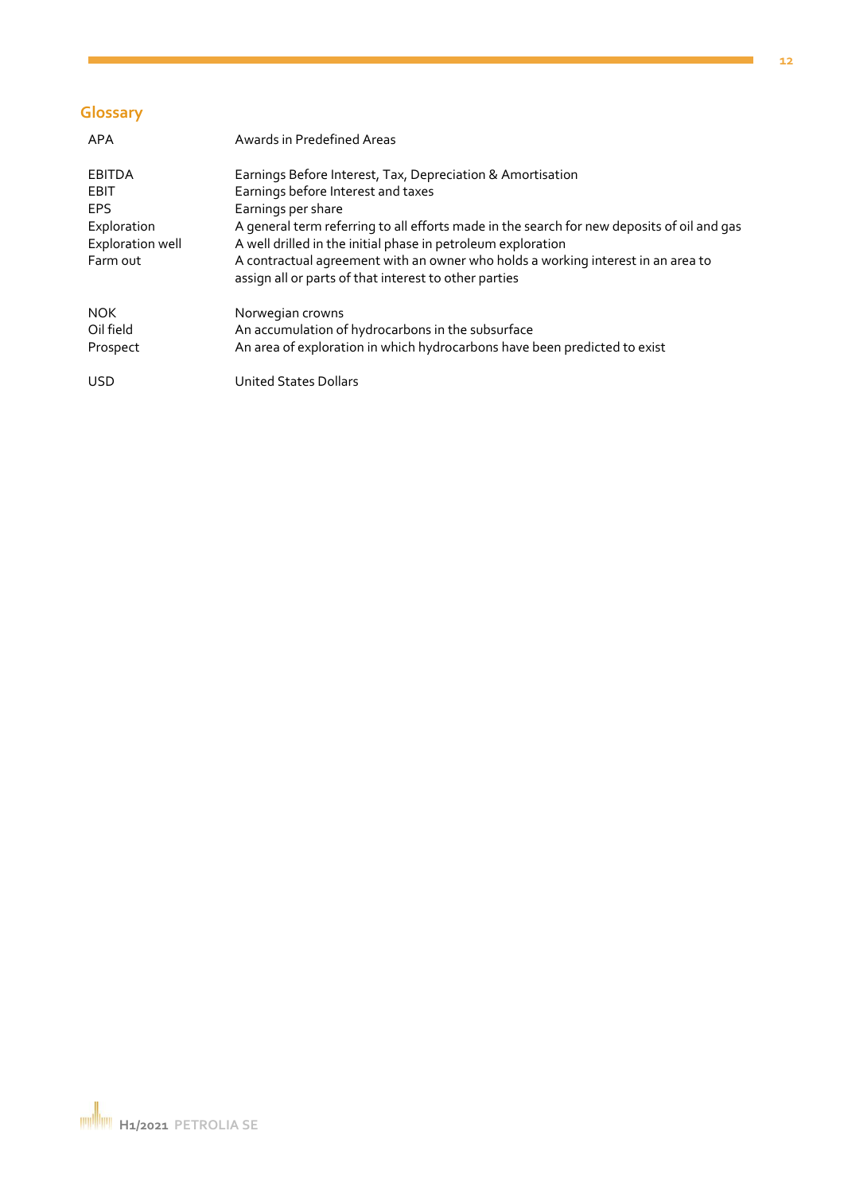## Glossary

| | |
|---|---|
| APA | Awards in Predefined Areas |
| EBITDA | Earnings Before Interest, Tax, Depreciation & Amortisation |
| EBIT | Earnings before Interest and taxes |
| EPS | Earnings per share |
| Exploration | A general term referring to all efforts made in the search for new deposits of oil and gas |
| Exploration well | A well drilled in the initial phase in petroleum exploration |
| Farm out | A contractual agreement with an owner who holds a working interest in an area to assign all or parts of that interest to other parties |
| NOK | Norwegian crowns |
| Oil field | An accumulation of hydrocarbons in the subsurface |
| Prospect | An area of exploration in which hydrocarbons have been predicted to exist |
| USD | United States Dollars |